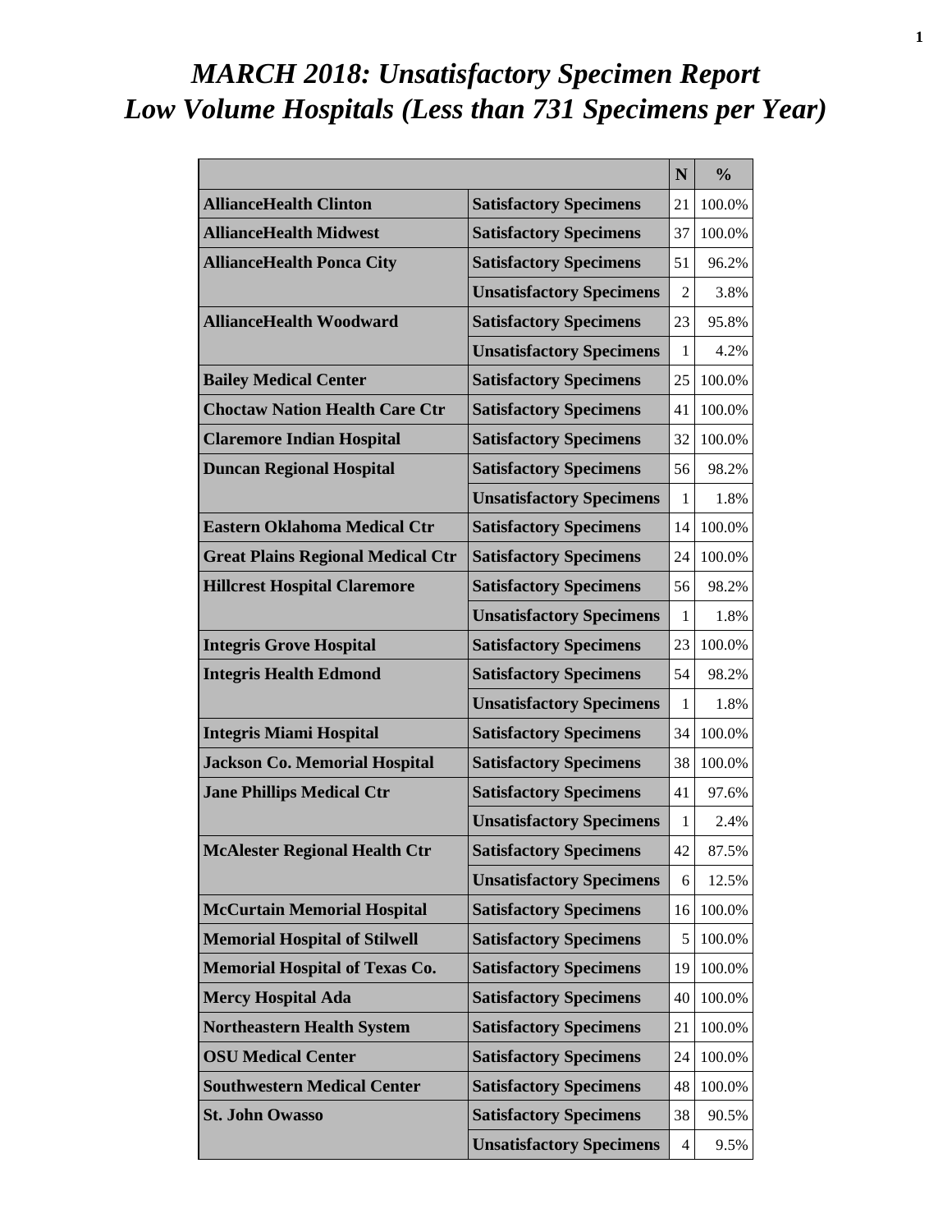# *MARCH 2018: Unsatisfactory Specimen Report*
# *Low Volume Hospitals (Less than 731 Specimens per Year)*

| | | N | % |
|---|---|---|---|
| **AllianceHealth Clinton** | **Satisfactory Specimens** | 21 | 100.0% |
| **AllianceHealth Midwest** | **Satisfactory Specimens** | 37 | 100.0% |
| **AllianceHealth Ponca City** | **Satisfactory Specimens** | 51 | 96.2% |
| | **Unsatisfactory Specimens** | 2 | 3.8% |
| **AllianceHealth Woodward** | **Satisfactory Specimens** | 23 | 95.8% |
| | **Unsatisfactory Specimens** | 1 | 4.2% |
| **Bailey Medical Center** | **Satisfactory Specimens** | 25 | 100.0% |
| **Choctaw Nation Health Care Ctr** | **Satisfactory Specimens** | 41 | 100.0% |
| **Claremore Indian Hospital** | **Satisfactory Specimens** | 32 | 100.0% |
| **Duncan Regional Hospital** | **Satisfactory Specimens** | 56 | 98.2% |
| | **Unsatisfactory Specimens** | 1 | 1.8% |
| **Eastern Oklahoma Medical Ctr** | **Satisfactory Specimens** | 14 | 100.0% |
| **Great Plains Regional Medical Ctr** | **Satisfactory Specimens** | 24 | 100.0% |
| **Hillcrest Hospital Claremore** | **Satisfactory Specimens** | 56 | 98.2% |
| | **Unsatisfactory Specimens** | 1 | 1.8% |
| **Integris Grove Hospital** | **Satisfactory Specimens** | 23 | 100.0% |
| **Integris Health Edmond** | **Satisfactory Specimens** | 54 | 98.2% |
| | **Unsatisfactory Specimens** | 1 | 1.8% |
| **Integris Miami Hospital** | **Satisfactory Specimens** | 34 | 100.0% |
| **Jackson Co. Memorial Hospital** | **Satisfactory Specimens** | 38 | 100.0% |
| **Jane Phillips Medical Ctr** | **Satisfactory Specimens** | 41 | 97.6% |
| | **Unsatisfactory Specimens** | 1 | 2.4% |
| **McAlester Regional Health Ctr** | **Satisfactory Specimens** | 42 | 87.5% |
| | **Unsatisfactory Specimens** | 6 | 12.5% |
| **McCurtain Memorial Hospital** | **Satisfactory Specimens** | 16 | 100.0% |
| **Memorial Hospital of Stilwell** | **Satisfactory Specimens** | 5 | 100.0% |
| **Memorial Hospital of Texas Co.** | **Satisfactory Specimens** | 19 | 100.0% |
| **Mercy Hospital Ada** | **Satisfactory Specimens** | 40 | 100.0% |
| **Northeastern Health System** | **Satisfactory Specimens** | 21 | 100.0% |
| **OSU Medical Center** | **Satisfactory Specimens** | 24 | 100.0% |
| **Southwestern Medical Center** | **Satisfactory Specimens** | 48 | 100.0% |
| **St. John Owasso** | **Satisfactory Specimens** | 38 | 90.5% |
| | **Unsatisfactory Specimens** | 4 | 9.5% |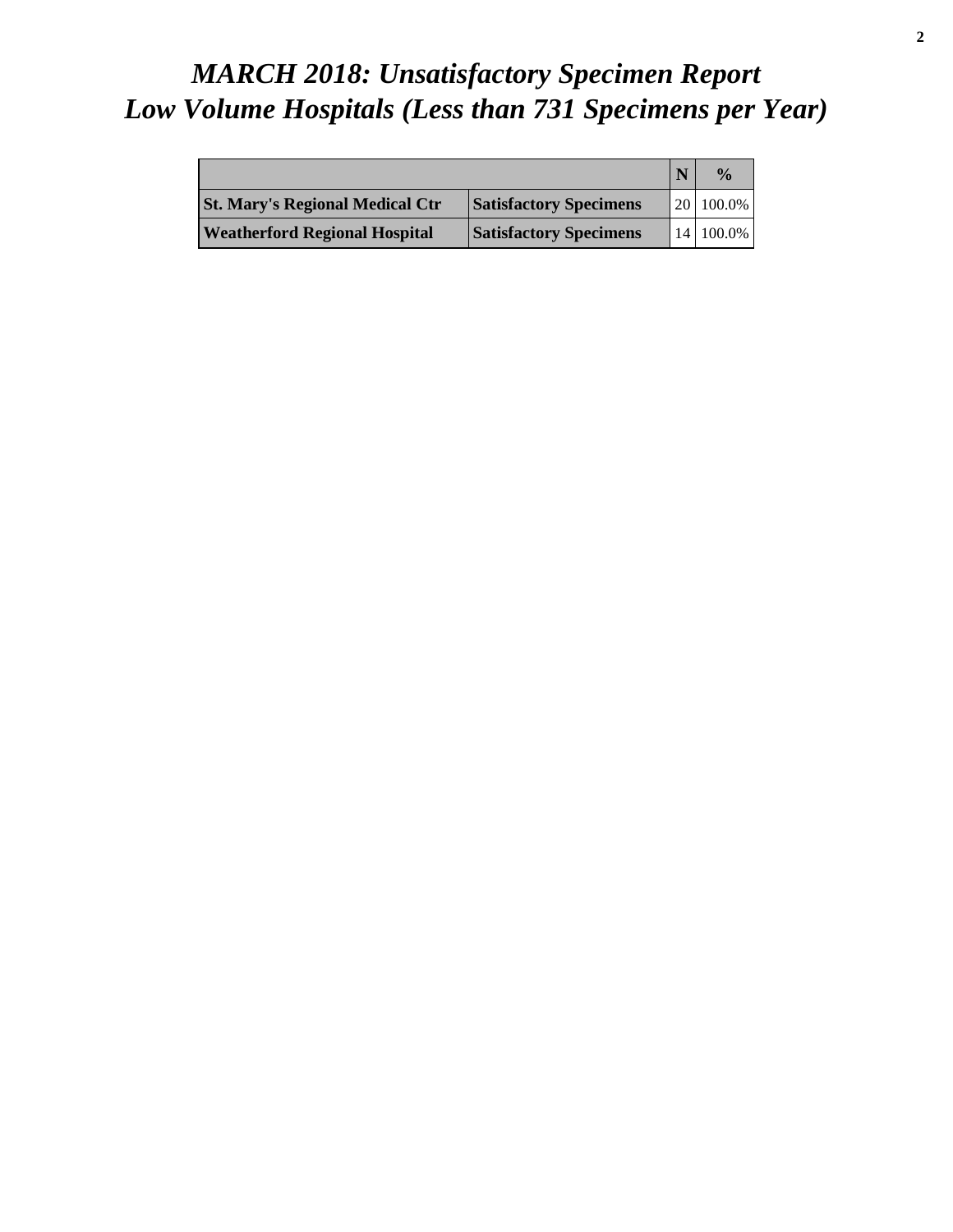# *MARCH 2018: Unsatisfactory Specimen Report*
# *Low Volume Hospitals (Less than 731 Specimens per Year)*

| | | N | % |
|---|---|---|---|
| **St. Mary's Regional Medical Ctr** | **Satisfactory Specimens** | 20 | 100.0% |
| **Weatherford Regional Hospital** | **Satisfactory Specimens** | 14 | 100.0% |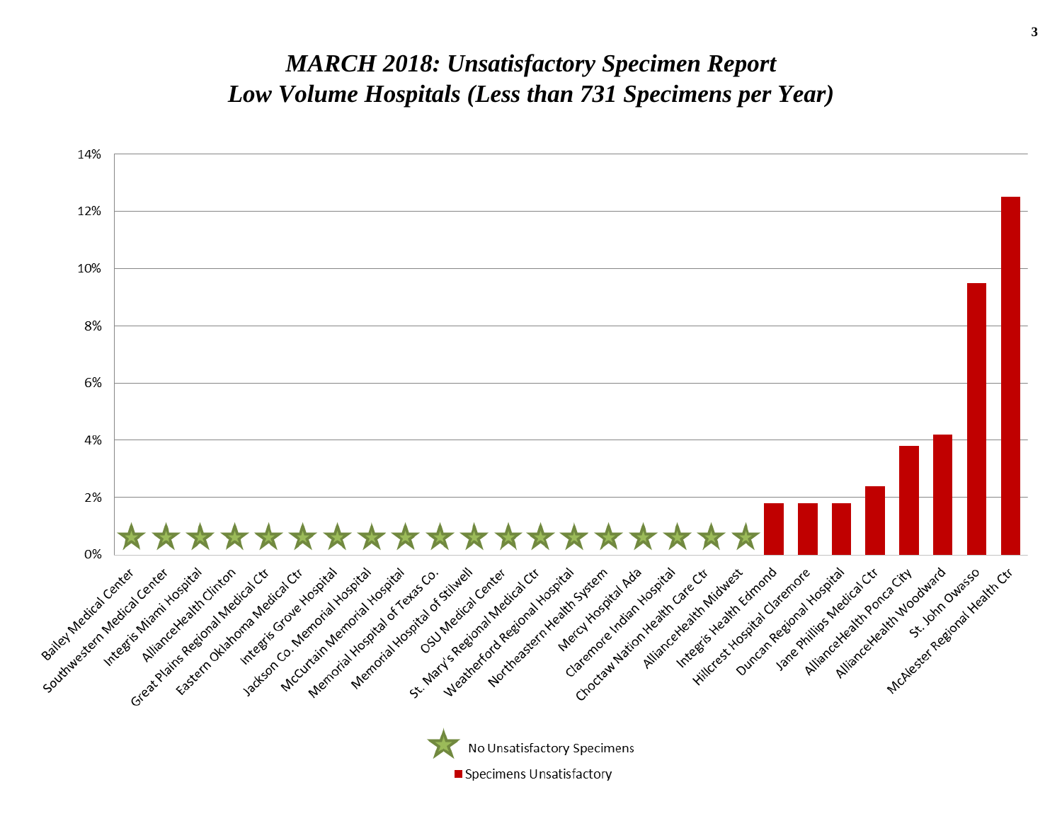# *MARCH 2018: Unsatisfactory Specimen Report*
# *Low Volume Hospitals (Less than 731 Specimens per Year)*

| Hospital | Unsatisfactory Specimens |
|---|---|
| Bailey Medical Center | ★ |
| Southwestern Medical Center | ★ |
| Integris Miami Hospital | ★ |
| AllianceHealth Clinton | ★ |
| Great Plains Regional Medical Ctr | ★ |
| Eastern Oklahoma Medical Ctr | ★ |
| Integris Grove Hospital | ★ |
| Jackson Co. Memorial Hospital | ★ |
| McCurtain Memorial Hospital | ★ |
| Memorial Hospital of Texas Co. | ★ |
| Memorial Hospital of Stilwell | ★ |
| OSU Medical Center | ★ |
| St. Mary's Regional Medical Ctr | ★ |
| Weatherford Regional Hospital | ★ |
| Northeastern Health System | ★ |
| Mercy Hospital Ada | ★ |
| Claremore Indian Hospital | ★ |
| Choctaw Nation Health Care Ctr | ★ |
| AllianceHealth Midwest | ★ |
| Integris Health Edmond | ~1.8% |
| Hillcrest Hospital Claremore | ~1.8% |
| Duncan Regional Hospital | ~1.8% |
| Jane Phillips Medical Ctr | ~2.4% |
| AllianceHealth Ponca City | ~3.8% |
| AllianceHealth Woodward | ~4.2% |
| St. John Owasso | ~9.5% |
| McAlester Regional Health Ctr | ~12.5% |

★ No Unsatisfactory Specimens

■ Specimens Unsatisfactory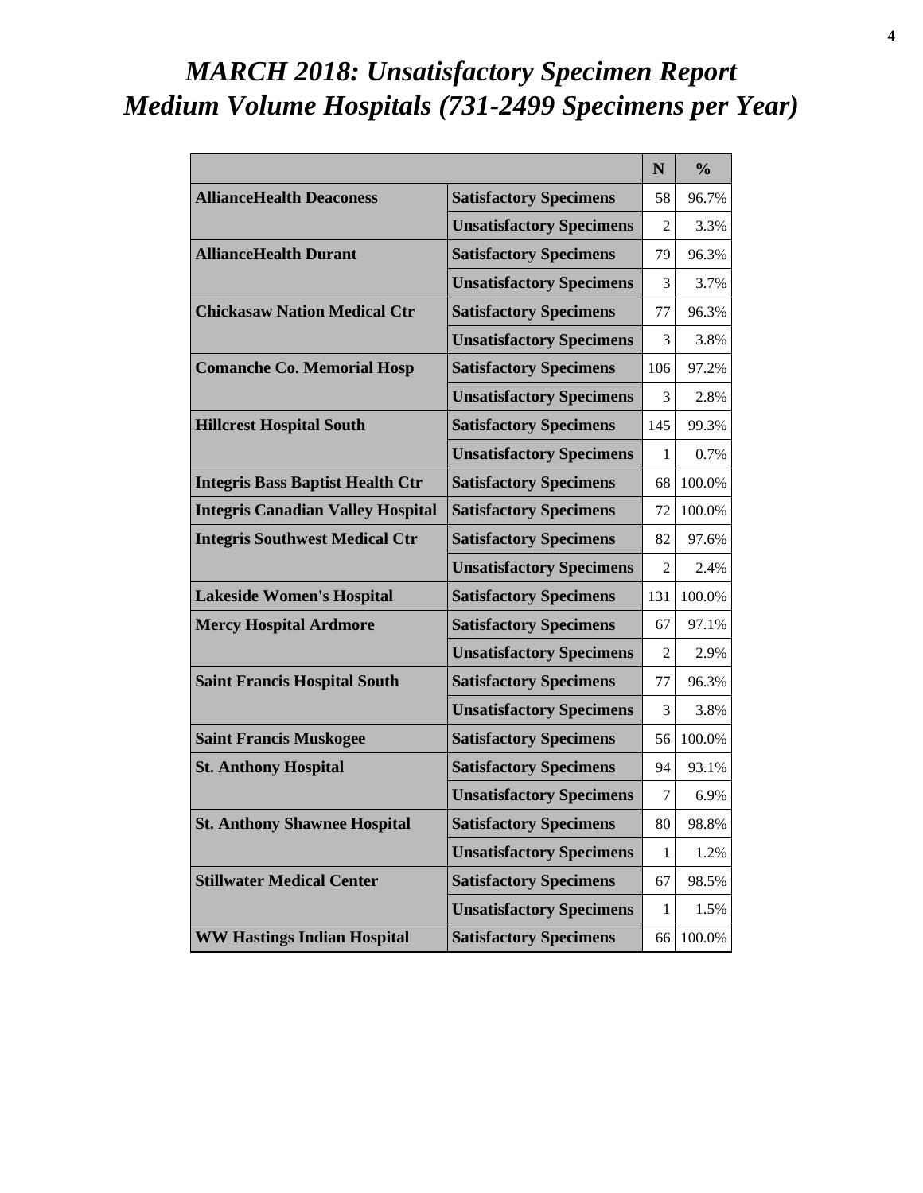# *MARCH 2018: Unsatisfactory Specimen Report*
# *Medium Volume Hospitals (731-2499 Specimens per Year)*

| | | N | % |
|---|---|---|---|
| **AllianceHealth Deaconess** | **Satisfactory Specimens** | 58 | 96.7% |
| | **Unsatisfactory Specimens** | 2 | 3.3% |
| **AllianceHealth Durant** | **Satisfactory Specimens** | 79 | 96.3% |
| | **Unsatisfactory Specimens** | 3 | 3.7% |
| **Chickasaw Nation Medical Ctr** | **Satisfactory Specimens** | 77 | 96.3% |
| | **Unsatisfactory Specimens** | 3 | 3.8% |
| **Comanche Co. Memorial Hosp** | **Satisfactory Specimens** | 106 | 97.2% |
| | **Unsatisfactory Specimens** | 3 | 2.8% |
| **Hillcrest Hospital South** | **Satisfactory Specimens** | 145 | 99.3% |
| | **Unsatisfactory Specimens** | 1 | 0.7% |
| **Integris Bass Baptist Health Ctr** | **Satisfactory Specimens** | 68 | 100.0% |
| **Integris Canadian Valley Hospital** | **Satisfactory Specimens** | 72 | 100.0% |
| **Integris Southwest Medical Ctr** | **Satisfactory Specimens** | 82 | 97.6% |
| | **Unsatisfactory Specimens** | 2 | 2.4% |
| **Lakeside Women's Hospital** | **Satisfactory Specimens** | 131 | 100.0% |
| **Mercy Hospital Ardmore** | **Satisfactory Specimens** | 67 | 97.1% |
| | **Unsatisfactory Specimens** | 2 | 2.9% |
| **Saint Francis Hospital South** | **Satisfactory Specimens** | 77 | 96.3% |
| | **Unsatisfactory Specimens** | 3 | 3.8% |
| **Saint Francis Muskogee** | **Satisfactory Specimens** | 56 | 100.0% |
| **St. Anthony Hospital** | **Satisfactory Specimens** | 94 | 93.1% |
| | **Unsatisfactory Specimens** | 7 | 6.9% |
| **St. Anthony Shawnee Hospital** | **Satisfactory Specimens** | 80 | 98.8% |
| | **Unsatisfactory Specimens** | 1 | 1.2% |
| **Stillwater Medical Center** | **Satisfactory Specimens** | 67 | 98.5% |
| | **Unsatisfactory Specimens** | 1 | 1.5% |
| **WW Hastings Indian Hospital** | **Satisfactory Specimens** | 66 | 100.0% |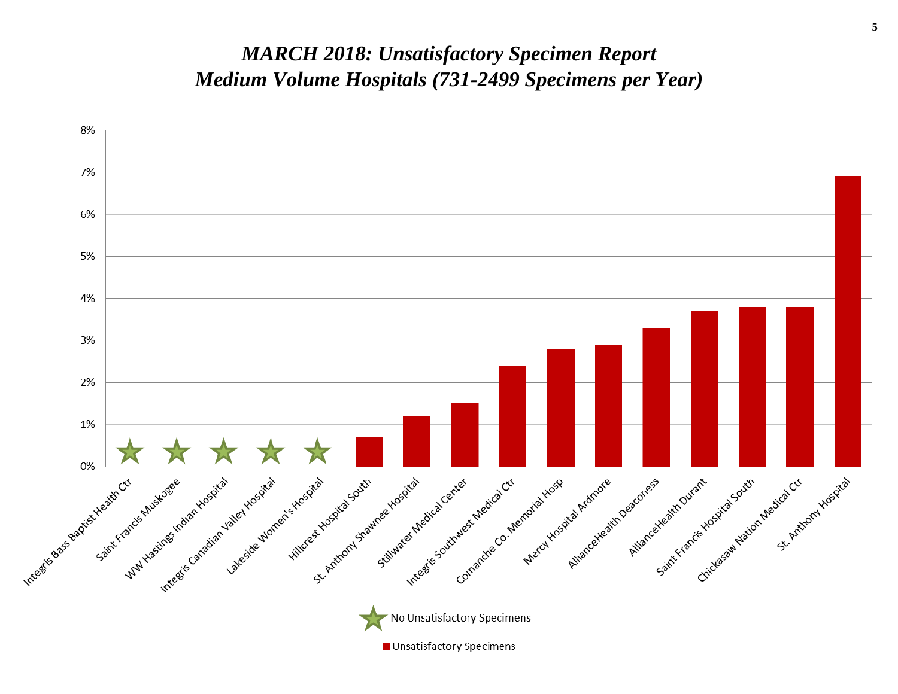# *MARCH 2018: Unsatisfactory Specimen Report*
# *Medium Volume Hospitals (731-2499 Specimens per Year)*

| Hospital | Unsatisfactory Specimens |
|---|---|
| Integris Bass Baptist Health Ctr | No Unsatisfactory Specimens |
| Saint Francis Muskogee | No Unsatisfactory Specimens |
| WW Hastings Indian Hospital | No Unsatisfactory Specimens |
| Integris Canadian Valley Hospital | No Unsatisfactory Specimens |
| Lakeside Women's Hospital | No Unsatisfactory Specimens |
| Hillcrest Hospital South | 0.7% |
| St. Anthony Shawnee Hospital | 1.2% |
| Stillwater Medical Center | 1.5% |
| Integris Southwest Medical Ctr | 2.4% |
| Comanche Co. Memorial Hosp | 2.8% |
| Mercy Hospital Ardmore | 2.9% |
| AllianceHealth Deaconess | 3.3% |
| AllianceHealth Durant | 3.7% |
| Saint Francis Hospital South | 3.8% |
| Chickasaw Nation Medical Ctr | 3.8% |
| St. Anthony Hospital | 6.9% |

No Unsatisfactory Specimens

Unsatisfactory Specimens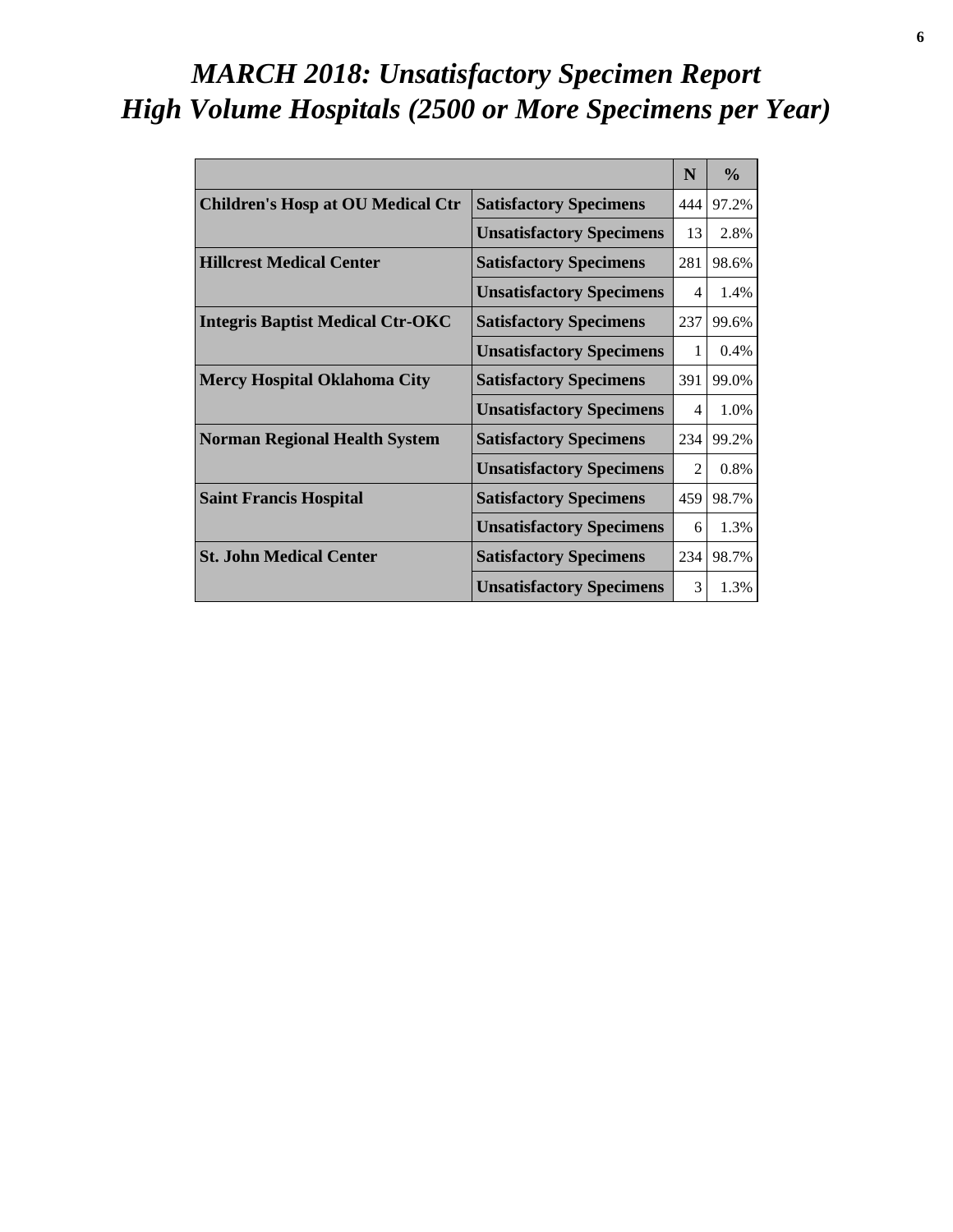# *MARCH 2018: Unsatisfactory Specimen Report*
# *High Volume Hospitals (2500 or More Specimens per Year)*

| | | N | % |
|---|---|---|---|
| **Children's Hosp at OU Medical Ctr** | **Satisfactory Specimens** | 444 | 97.2% |
| | **Unsatisfactory Specimens** | 13 | 2.8% |
| **Hillcrest Medical Center** | **Satisfactory Specimens** | 281 | 98.6% |
| | **Unsatisfactory Specimens** | 4 | 1.4% |
| **Integris Baptist Medical Ctr-OKC** | **Satisfactory Specimens** | 237 | 99.6% |
| | **Unsatisfactory Specimens** | 1 | 0.4% |
| **Mercy Hospital Oklahoma City** | **Satisfactory Specimens** | 391 | 99.0% |
| | **Unsatisfactory Specimens** | 4 | 1.0% |
| **Norman Regional Health System** | **Satisfactory Specimens** | 234 | 99.2% |
| | **Unsatisfactory Specimens** | 2 | 0.8% |
| **Saint Francis Hospital** | **Satisfactory Specimens** | 459 | 98.7% |
| | **Unsatisfactory Specimens** | 6 | 1.3% |
| **St. John Medical Center** | **Satisfactory Specimens** | 234 | 98.7% |
| | **Unsatisfactory Specimens** | 3 | 1.3% |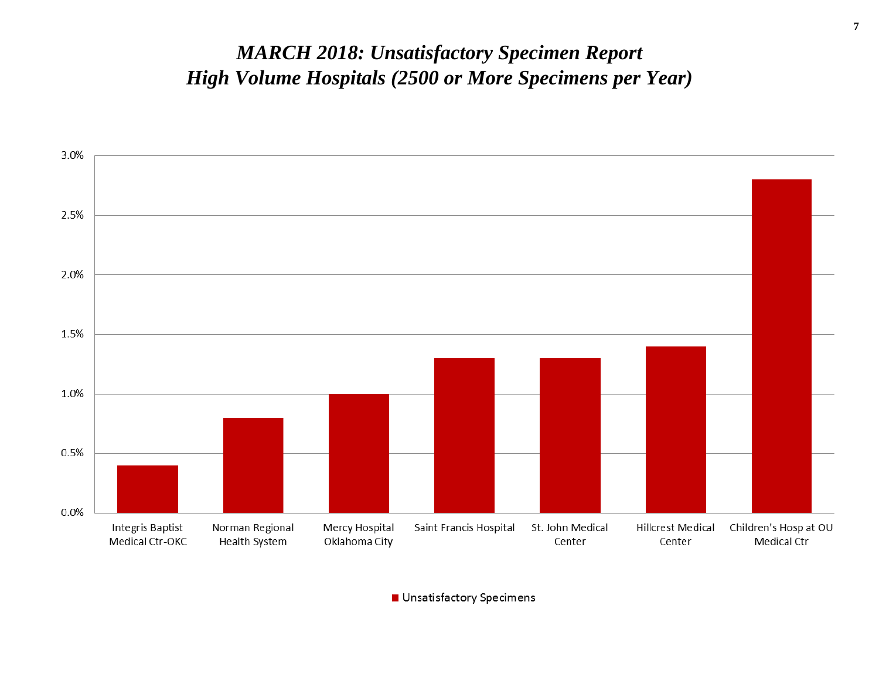# *MARCH 2018: Unsatisfactory Specimen Report*
# *High Volume Hospitals (2500 or More Specimens per Year)*

3.0%
2.5%
2.0%
1.5%
1.0%
0.5%
0.0%

Integris Baptist Medical Ctr-OKC
Norman Regional Health System
Mercy Hospital Oklahoma City
Saint Francis Hospital
St. John Medical Center
Hillcrest Medical Center
Children's Hosp at OU Medical Ctr

Unsatisfactory Specimens